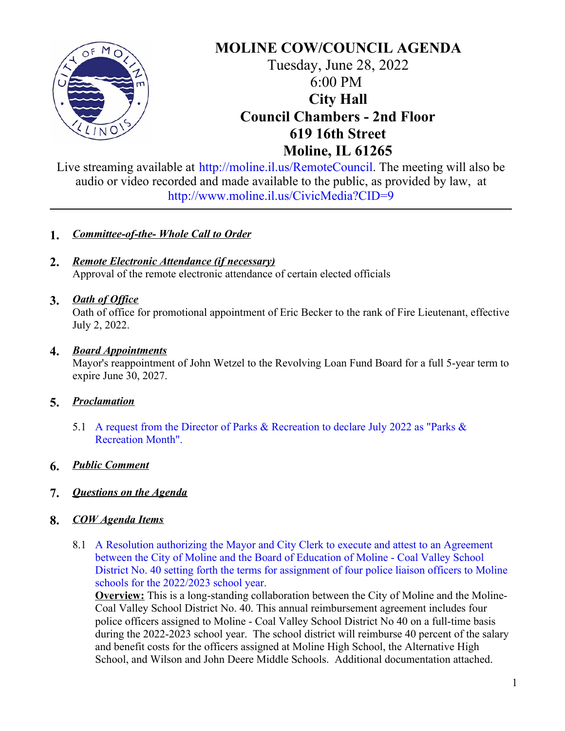# MOLINE COW/COUNCIL AGENDA

Tuesday, June 28, 2022

6:00 PM

**City Hall**

**Council Chambers - 2nd Floor**

**619 16th Street**

**Moline, IL 61265**

Live streaming available at http://moline.il.us/RemoteCouncil. The meeting will also be audio or video recorded and made available to the public, as provided by law, at http://www.moline.il.us/CivicMedia?CID=9

---

**1.** ***Committee-of-the- Whole Call to Order***

**2.** ***Remote Electronic Attendance (if necessary)***

Approval of the remote electronic attendance of certain elected officials

**3.** ***Oath of Office***

Oath of office for promotional appointment of Eric Becker to the rank of Fire Lieutenant, effective July 2, 2022.

**4.** ***Board Appointments***

Mayor's reappointment of John Wetzel to the Revolving Loan Fund Board for a full 5-year term to expire June 30, 2027.

**5.** ***Proclamation***

5.1 A request from the Director of Parks & Recreation to declare July 2022 as "Parks & Recreation Month".

**6.** ***Public Comment***

**7.** ***Questions on the Agenda***

**8.** ***COW Agenda Items***

8.1 A Resolution authorizing the Mayor and City Clerk to execute and attest to an Agreement between the City of Moline and the Board of Education of Moline - Coal Valley School District No. 40 setting forth the terms for assignment of four police liaison officers to Moline schools for the 2022/2023 school year.

**Overview:** This is a long-standing collaboration between the City of Moline and the Moline-Coal Valley School District No. 40. This annual reimbursement agreement includes four police officers assigned to Moline - Coal Valley School District No 40 on a full-time basis during the 2022-2023 school year. The school district will reimburse 40 percent of the salary and benefit costs for the officers assigned at Moline High School, the Alternative High School, and Wilson and John Deere Middle Schools. Additional documentation attached.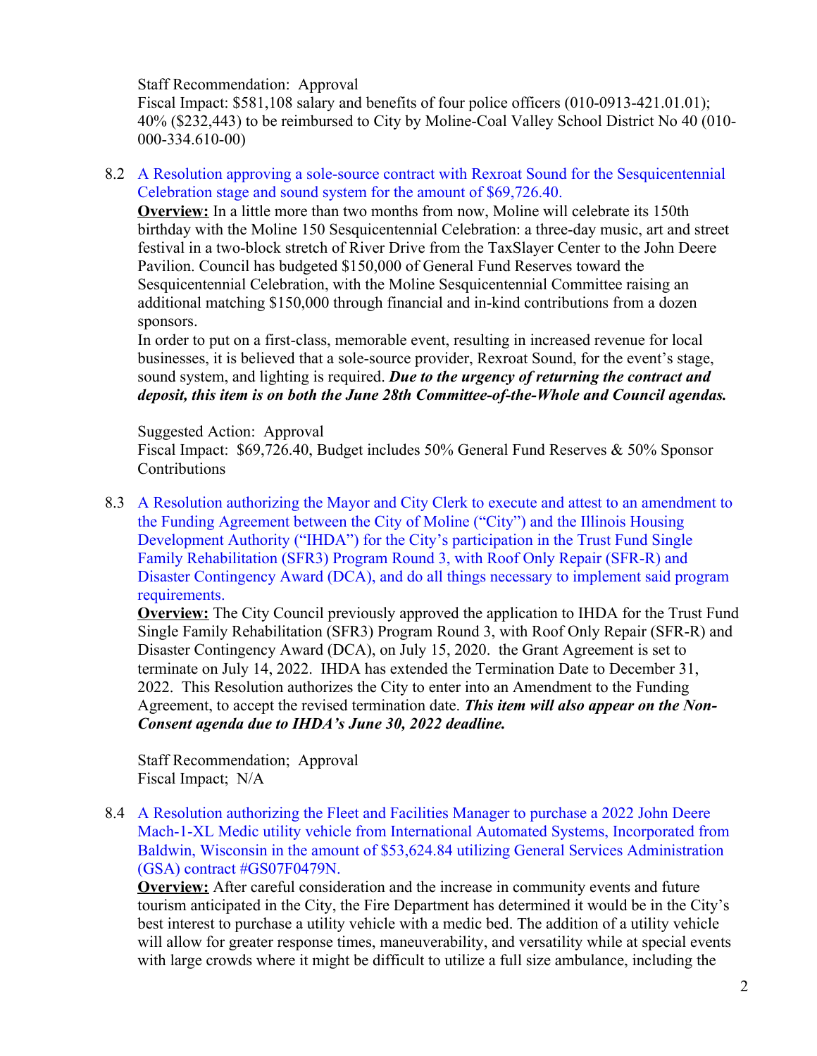Staff Recommendation: Approval
Fiscal Impact: $581,108 salary and benefits of four police officers (010-0913-421.01.01); 40% ($232,443) to be reimbursed to City by Moline-Coal Valley School District No 40 (010-000-334.610-00)

8.2 A Resolution approving a sole-source contract with Rexroat Sound for the Sesquicentennial Celebration stage and sound system for the amount of $69,726.40.

**Overview:** In a little more than two months from now, Moline will celebrate its 150th birthday with the Moline 150 Sesquicentennial Celebration: a three-day music, art and street festival in a two-block stretch of River Drive from the TaxSlayer Center to the John Deere Pavilion. Council has budgeted $150,000 of General Fund Reserves toward the Sesquicentennial Celebration, with the Moline Sesquicentennial Committee raising an additional matching $150,000 through financial and in-kind contributions from a dozen sponsors.

In order to put on a first-class, memorable event, resulting in increased revenue for local businesses, it is believed that a sole-source provider, Rexroat Sound, for the event's stage, sound system, and lighting is required. ***Due to the urgency of returning the contract and deposit, this item is on both the June 28th Committee-of-the-Whole and Council agendas.***

Suggested Action: Approval
Fiscal Impact: $69,726.40, Budget includes 50% General Fund Reserves & 50% Sponsor Contributions

8.3 A Resolution authorizing the Mayor and City Clerk to execute and attest to an amendment to the Funding Agreement between the City of Moline ("City") and the Illinois Housing Development Authority ("IHDA") for the City's participation in the Trust Fund Single Family Rehabilitation (SFR3) Program Round 3, with Roof Only Repair (SFR-R) and Disaster Contingency Award (DCA), and do all things necessary to implement said program requirements.

**Overview:** The City Council previously approved the application to IHDA for the Trust Fund Single Family Rehabilitation (SFR3) Program Round 3, with Roof Only Repair (SFR-R) and Disaster Contingency Award (DCA), on July 15, 2020. the Grant Agreement is set to terminate on July 14, 2022. IHDA has extended the Termination Date to December 31, 2022. This Resolution authorizes the City to enter into an Amendment to the Funding Agreement, to accept the revised termination date. ***This item will also appear on the Non-Consent agenda due to IHDA's June 30, 2022 deadline.***

Staff Recommendation; Approval
Fiscal Impact; N/A

8.4 A Resolution authorizing the Fleet and Facilities Manager to purchase a 2022 John Deere Mach-1-XL Medic utility vehicle from International Automated Systems, Incorporated from Baldwin, Wisconsin in the amount of $53,624.84 utilizing General Services Administration (GSA) contract #GS07F0479N.

**Overview:** After careful consideration and the increase in community events and future tourism anticipated in the City, the Fire Department has determined it would be in the City's best interest to purchase a utility vehicle with a medic bed. The addition of a utility vehicle will allow for greater response times, maneuverability, and versatility while at special events with large crowds where it might be difficult to utilize a full size ambulance, including the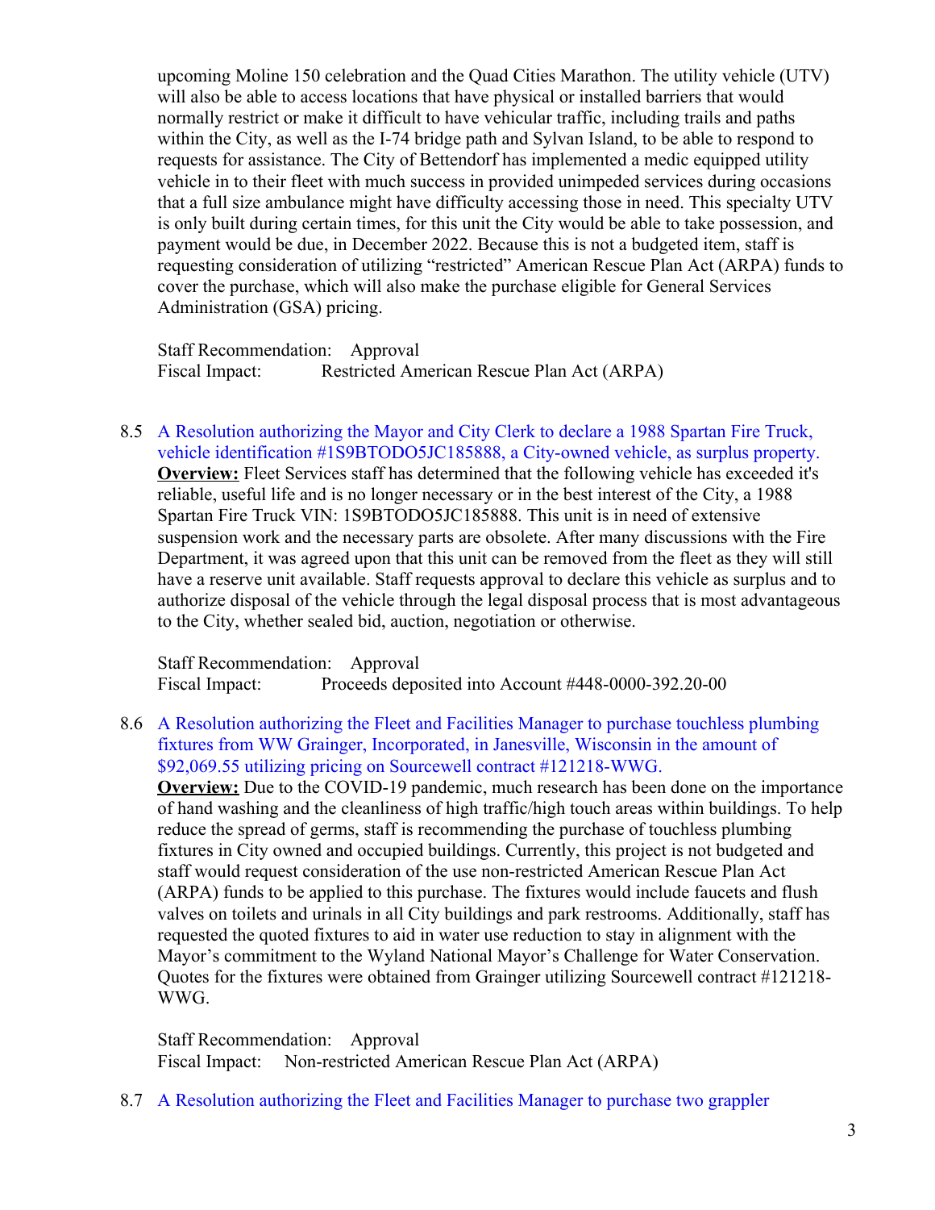upcoming Moline 150 celebration and the Quad Cities Marathon. The utility vehicle (UTV) will also be able to access locations that have physical or installed barriers that would normally restrict or make it difficult to have vehicular traffic, including trails and paths within the City, as well as the I-74 bridge path and Sylvan Island, to be able to respond to requests for assistance. The City of Bettendorf has implemented a medic equipped utility vehicle in to their fleet with much success in provided unimpeded services during occasions that a full size ambulance might have difficulty accessing those in need. This specialty UTV is only built during certain times, for this unit the City would be able to take possession, and payment would be due, in December 2022. Because this is not a budgeted item, staff is requesting consideration of utilizing "restricted" American Rescue Plan Act (ARPA) funds to cover the purchase, which will also make the purchase eligible for General Services Administration (GSA) pricing.

Staff Recommendation: Approval
Fiscal Impact: Restricted American Rescue Plan Act (ARPA)

8.5 A Resolution authorizing the Mayor and City Clerk to declare a 1988 Spartan Fire Truck, vehicle identification #1S9BTODO5JC185888, a City-owned vehicle, as surplus property.
**Overview:** Fleet Services staff has determined that the following vehicle has exceeded it's reliable, useful life and is no longer necessary or in the best interest of the City, a 1988 Spartan Fire Truck VIN: 1S9BTODO5JC185888. This unit is in need of extensive suspension work and the necessary parts are obsolete. After many discussions with the Fire Department, it was agreed upon that this unit can be removed from the fleet as they will still have a reserve unit available. Staff requests approval to declare this vehicle as surplus and to authorize disposal of the vehicle through the legal disposal process that is most advantageous to the City, whether sealed bid, auction, negotiation or otherwise.

Staff Recommendation: Approval
Fiscal Impact: Proceeds deposited into Account #448-0000-392.20-00

8.6 A Resolution authorizing the Fleet and Facilities Manager to purchase touchless plumbing fixtures from WW Grainger, Incorporated, in Janesville, Wisconsin in the amount of $92,069.55 utilizing pricing on Sourcewell contract #121218-WWG.
**Overview:** Due to the COVID-19 pandemic, much research has been done on the importance of hand washing and the cleanliness of high traffic/high touch areas within buildings. To help reduce the spread of germs, staff is recommending the purchase of touchless plumbing fixtures in City owned and occupied buildings. Currently, this project is not budgeted and staff would request consideration of the use non-restricted American Rescue Plan Act (ARPA) funds to be applied to this purchase. The fixtures would include faucets and flush valves on toilets and urinals in all City buildings and park restrooms. Additionally, staff has requested the quoted fixtures to aid in water use reduction to stay in alignment with the Mayor's commitment to the Wyland National Mayor's Challenge for Water Conservation. Quotes for the fixtures were obtained from Grainger utilizing Sourcewell contract #121218-WWG.

Staff Recommendation: Approval
Fiscal Impact: Non-restricted American Rescue Plan Act (ARPA)

8.7 A Resolution authorizing the Fleet and Facilities Manager to purchase two grappler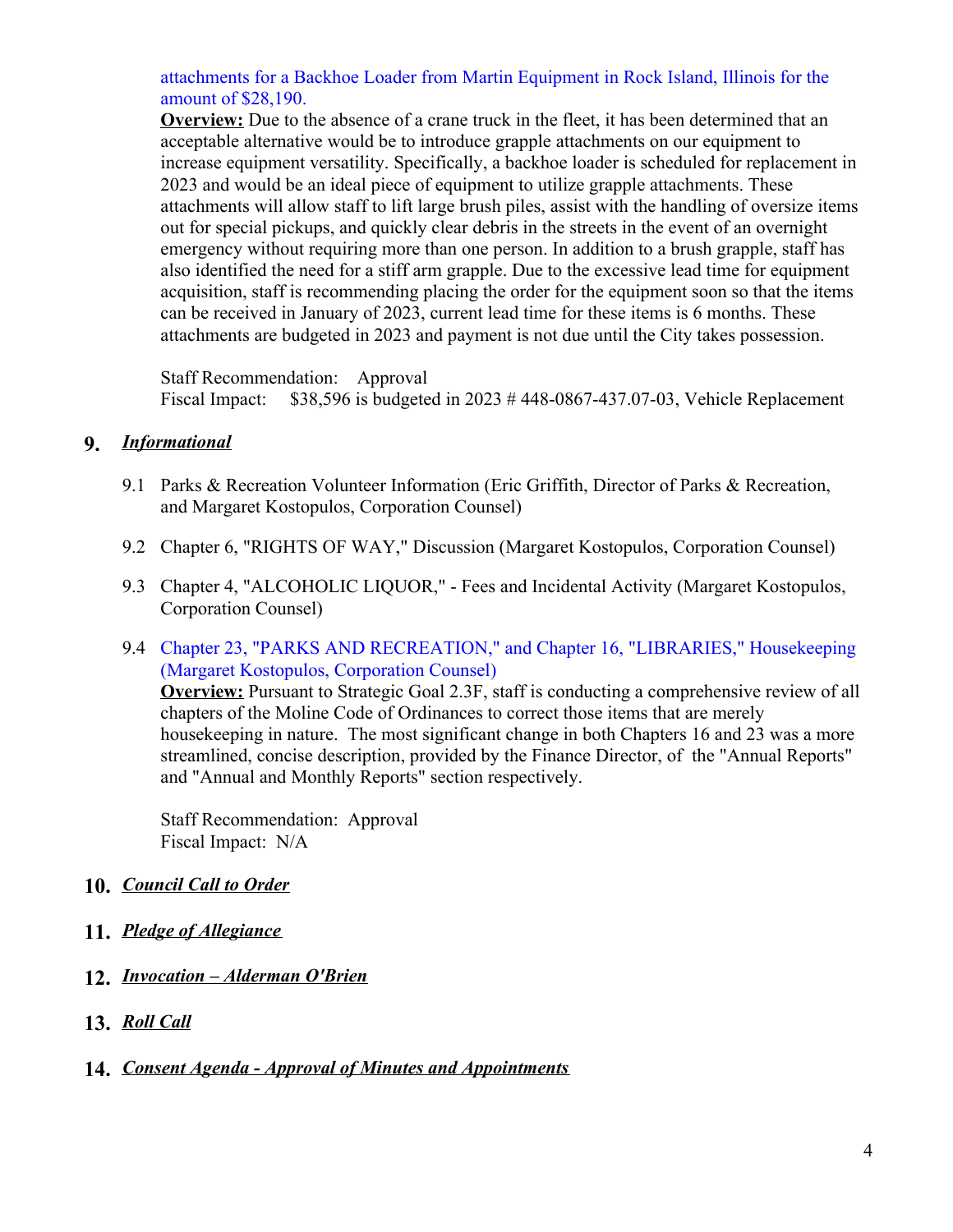attachments for a Backhoe Loader from Martin Equipment in Rock Island, Illinois for the amount of $28,190.

**Overview:** Due to the absence of a crane truck in the fleet, it has been determined that an acceptable alternative would be to introduce grapple attachments on our equipment to increase equipment versatility. Specifically, a backhoe loader is scheduled for replacement in 2023 and would be an ideal piece of equipment to utilize grapple attachments. These attachments will allow staff to lift large brush piles, assist with the handling of oversize items out for special pickups, and quickly clear debris in the streets in the event of an overnight emergency without requiring more than one person. In addition to a brush grapple, staff has also identified the need for a stiff arm grapple. Due to the excessive lead time for equipment acquisition, staff is recommending placing the order for the equipment soon so that the items can be received in January of 2023, current lead time for these items is 6 months. These attachments are budgeted in 2023 and payment is not due until the City takes possession.

Staff Recommendation: Approval
Fiscal Impact: $38,596 is budgeted in 2023 # 448-0867-437.07-03, Vehicle Replacement

## 9. ***Informational***

9.1 Parks & Recreation Volunteer Information (Eric Griffith, Director of Parks & Recreation, and Margaret Kostopulos, Corporation Counsel)

9.2 Chapter 6, "RIGHTS OF WAY," Discussion (Margaret Kostopulos, Corporation Counsel)

9.3 Chapter 4, "ALCOHOLIC LIQUOR," - Fees and Incidental Activity (Margaret Kostopulos, Corporation Counsel)

9.4 Chapter 23, "PARKS AND RECREATION," and Chapter 16, "LIBRARIES," Housekeeping (Margaret Kostopulos, Corporation Counsel)

**Overview:** Pursuant to Strategic Goal 2.3F, staff is conducting a comprehensive review of all chapters of the Moline Code of Ordinances to correct those items that are merely housekeeping in nature. The most significant change in both Chapters 16 and 23 was a more streamlined, concise description, provided by the Finance Director, of the "Annual Reports" and "Annual and Monthly Reports" section respectively.

Staff Recommendation: Approval
Fiscal Impact: N/A

## 10. ***Council Call to Order***

## 11. ***Pledge of Allegiance***

## 12. ***Invocation – Alderman O'Brien***

## 13. ***Roll Call***

## 14. ***Consent Agenda - Approval of Minutes and Appointments***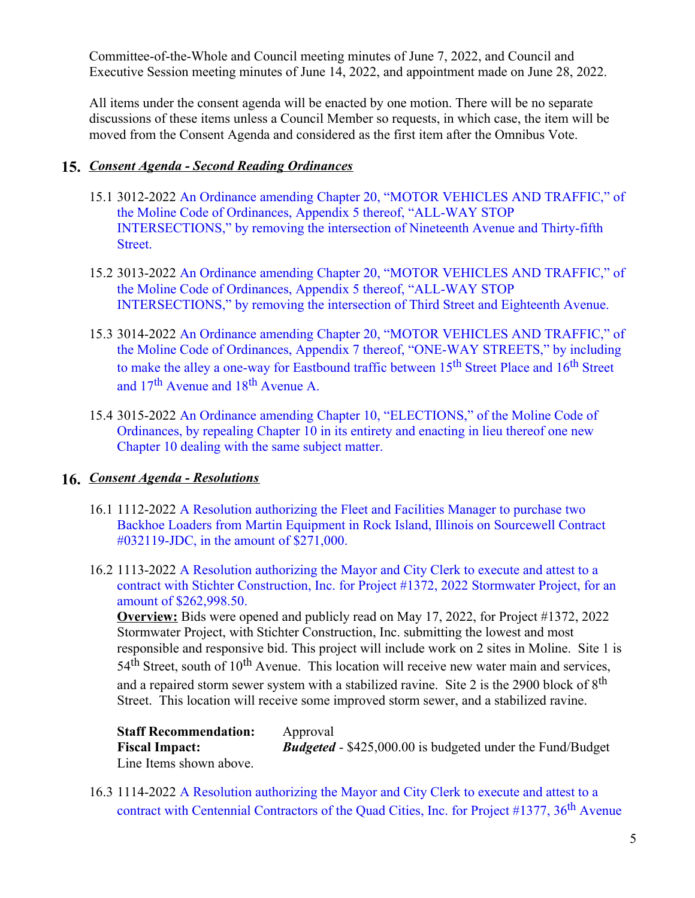Committee-of-the-Whole and Council meeting minutes of June 7, 2022, and Council and Executive Session meeting minutes of June 14, 2022, and appointment made on June 28, 2022.

All items under the consent agenda will be enacted by one motion. There will be no separate discussions of these items unless a Council Member so requests, in which case, the item will be moved from the Consent Agenda and considered as the first item after the Omnibus Vote.

## 15. *Consent Agenda - Second Reading Ordinances*

15.1 3012-2022 An Ordinance amending Chapter 20, "MOTOR VEHICLES AND TRAFFIC," of the Moline Code of Ordinances, Appendix 5 thereof, "ALL-WAY STOP INTERSECTIONS," by removing the intersection of Nineteenth Avenue and Thirty-fifth Street.

15.2 3013-2022 An Ordinance amending Chapter 20, "MOTOR VEHICLES AND TRAFFIC," of the Moline Code of Ordinances, Appendix 5 thereof, "ALL-WAY STOP INTERSECTIONS," by removing the intersection of Third Street and Eighteenth Avenue.

15.3 3014-2022 An Ordinance amending Chapter 20, "MOTOR VEHICLES AND TRAFFIC," of the Moline Code of Ordinances, Appendix 7 thereof, "ONE-WAY STREETS," by including to make the alley a one-way for Eastbound traffic between 15th Street Place and 16th Street and 17th Avenue and 18th Avenue A.

15.4 3015-2022 An Ordinance amending Chapter 10, "ELECTIONS," of the Moline Code of Ordinances, by repealing Chapter 10 in its entirety and enacting in lieu thereof one new Chapter 10 dealing with the same subject matter.

## 16. *Consent Agenda - Resolutions*

16.1 1112-2022 A Resolution authorizing the Fleet and Facilities Manager to purchase two Backhoe Loaders from Martin Equipment in Rock Island, Illinois on Sourcewell Contract #032119-JDC, in the amount of $271,000.

16.2 1113-2022 A Resolution authorizing the Mayor and City Clerk to execute and attest to a contract with Stichter Construction, Inc. for Project #1372, 2022 Stormwater Project, for an amount of $262,998.50.

**Overview:** Bids were opened and publicly read on May 17, 2022, for Project #1372, 2022 Stormwater Project, with Stichter Construction, Inc. submitting the lowest and most responsible and responsive bid. This project will include work on 2 sites in Moline. Site 1 is 54th Street, south of 10th Avenue. This location will receive new water main and services, and a repaired storm sewer system with a stabilized ravine. Site 2 is the 2900 block of 8th Street. This location will receive some improved storm sewer, and a stabilized ravine.

**Staff Recommendation:** Approval
**Fiscal Impact:** ***Budgeted*** - $425,000.00 is budgeted under the Fund/Budget Line Items shown above.

16.3 1114-2022 A Resolution authorizing the Mayor and City Clerk to execute and attest to a contract with Centennial Contractors of the Quad Cities, Inc. for Project #1377, 36th Avenue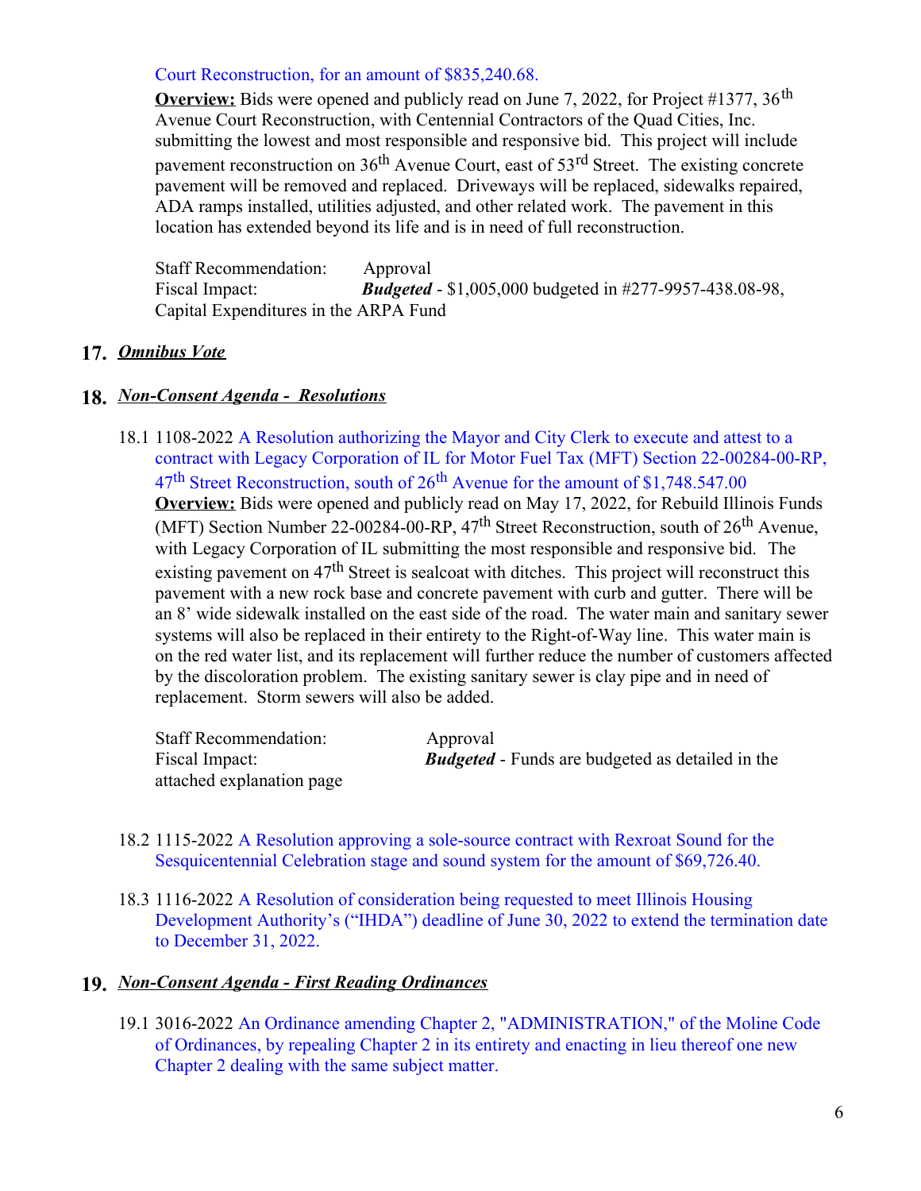Court Reconstruction, for an amount of $835,240.68.

**Overview:** Bids were opened and publicly read on June 7, 2022, for Project #1377, 36th Avenue Court Reconstruction, with Centennial Contractors of the Quad Cities, Inc. submitting the lowest and most responsible and responsive bid. This project will include pavement reconstruction on 36th Avenue Court, east of 53rd Street. The existing concrete pavement will be removed and replaced. Driveways will be replaced, sidewalks repaired, ADA ramps installed, utilities adjusted, and other related work. The pavement in this location has extended beyond its life and is in need of full reconstruction.

Staff Recommendation: Approval
Fiscal Impact: ***Budgeted*** - $1,005,000 budgeted in #277-9957-438.08-98, Capital Expenditures in the ARPA Fund

## 17. *Omnibus Vote*

## 18. *Non-Consent Agenda - Resolutions*

18.1 1108-2022 A Resolution authorizing the Mayor and City Clerk to execute and attest to a contract with Legacy Corporation of IL for Motor Fuel Tax (MFT) Section 22-00284-00-RP, 47th Street Reconstruction, south of 26th Avenue for the amount of $1,748.547.00

**Overview:** Bids were opened and publicly read on May 17, 2022, for Rebuild Illinois Funds (MFT) Section Number 22-00284-00-RP, 47th Street Reconstruction, south of 26th Avenue, with Legacy Corporation of IL submitting the most responsible and responsive bid. The existing pavement on 47th Street is sealcoat with ditches. This project will reconstruct this pavement with a new rock base and concrete pavement with curb and gutter. There will be an 8' wide sidewalk installed on the east side of the road. The water main and sanitary sewer systems will also be replaced in their entirety to the Right-of-Way line. This water main is on the red water list, and its replacement will further reduce the number of customers affected by the discoloration problem. The existing sanitary sewer is clay pipe and in need of replacement. Storm sewers will also be added.

Staff Recommendation: Approval
Fiscal Impact: ***Budgeted*** - Funds are budgeted as detailed in the attached explanation page

18.2 1115-2022 A Resolution approving a sole-source contract with Rexroat Sound for the Sesquicentennial Celebration stage and sound system for the amount of $69,726.40.

18.3 1116-2022 A Resolution of consideration being requested to meet Illinois Housing Development Authority's ("IHDA") deadline of June 30, 2022 to extend the termination date to December 31, 2022.

## 19. *Non-Consent Agenda - First Reading Ordinances*

19.1 3016-2022 An Ordinance amending Chapter 2, "ADMINISTRATION," of the Moline Code of Ordinances, by repealing Chapter 2 in its entirety and enacting in lieu thereof one new Chapter 2 dealing with the same subject matter.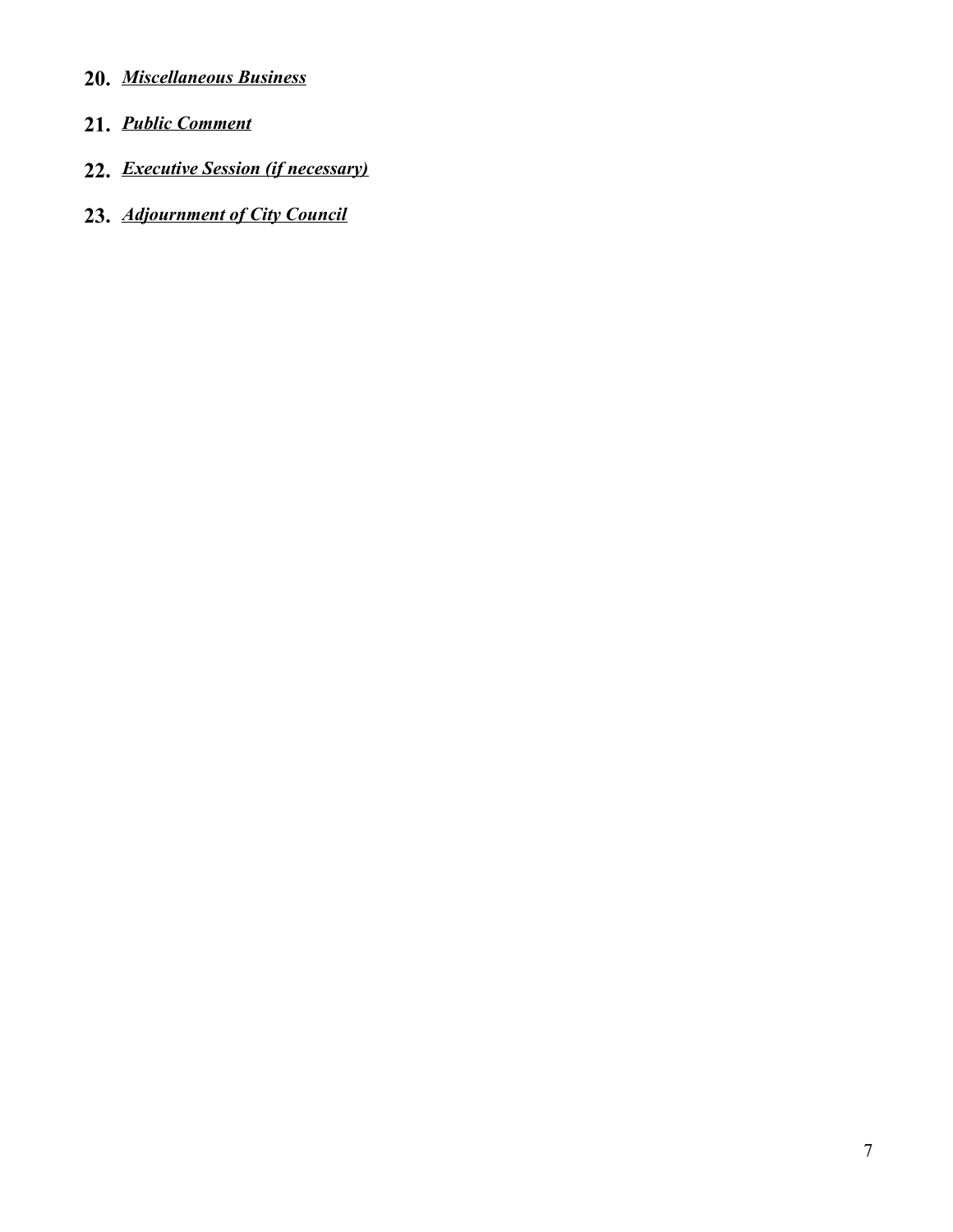**20.** ***Miscellaneous Business***

**21.** ***Public Comment***

**22.** ***Executive Session (if necessary)***

**23.** ***Adjournment of City Council***